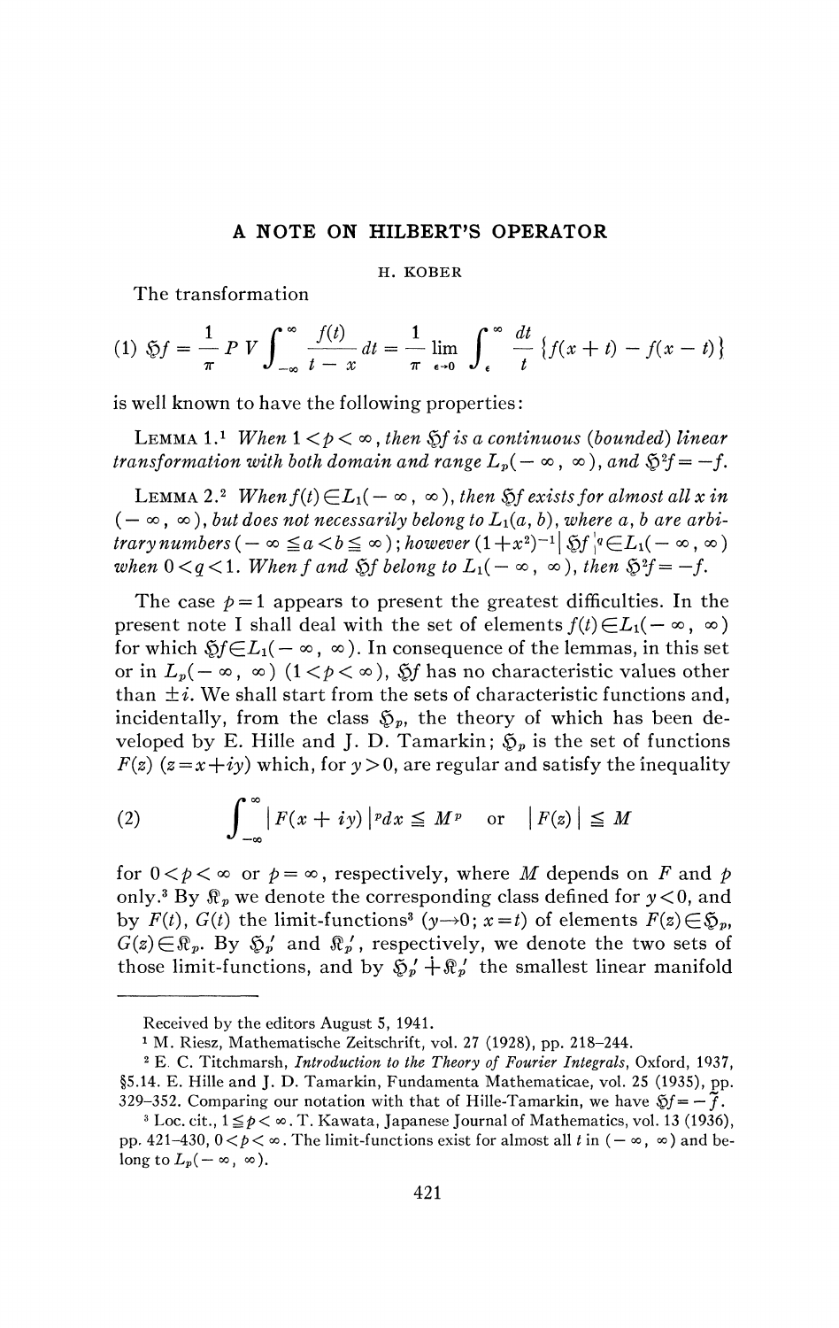# A NOTE ON HILBERT'S OPERATOR

H. KOBER

The transformation

$$(1)\ \mathfrak{H}f = \frac{1}{\pi} P\,V \int_{-\infty}^{\infty} \frac{f(t)}{t-x}\,dt = \frac{1}{\pi} \lim_{\epsilon \to 0} \int_{\epsilon}^{\infty} \frac{dt}{t} \{f(x+t) - f(x-t)\}$$

is well known to have the following properties:

LEMMA 1.[1] *When $1 < p < \infty$, then $\mathfrak{H}f$ is a continuous (bounded) linear transformation with both domain and range $L_p(-\infty, \infty)$, and $\mathfrak{H}^2 f = -f$.*

LEMMA 2.[2] *When $f(t) \in L_1(-\infty, \infty)$, then $\mathfrak{H}f$ exists for almost all $x$ in $(-\infty, \infty)$, but does not necessarily belong to $L_1(a, b)$, where $a, b$ are arbitrary numbers $(-\infty \leqq a < b \leqq \infty)$; however $(1+x^2)^{-1} |\mathfrak{H}f|^q \in L_1(-\infty, \infty)$ when $0 < q < 1$. When $f$ and $\mathfrak{H}f$ belong to $L_1(-\infty, \infty)$, then $\mathfrak{H}^2 f = -f$.*

The case $p = 1$ appears to present the greatest difficulties. In the present note I shall deal with the set of elements $f(t) \in L_1(-\infty, \infty)$ for which $\mathfrak{H}f \in L_1(-\infty, \infty)$. In consequence of the lemmas, in this set or in $L_p(-\infty, \infty)$ $(1 < p < \infty)$, $\mathfrak{H}f$ has no characteristic values other than $\pm i$. We shall start from the sets of characteristic functions and, incidentally, from the class $\mathfrak{H}_p$, the theory of which has been developed by E. Hille and J. D. Tamarkin; $\mathfrak{H}_p$ is the set of functions $F(z)$ $(z = x + iy)$ which, for $y > 0$, are regular and satisfy the inequality

$$(2) \qquad \int_{-\infty}^{\infty} |F(x+iy)|^p dx \leqq M^p \quad \text{or} \quad |F(z)| \leqq M$$

for $0 < p < \infty$ or $p = \infty$, respectively, where $M$ depends on $F$ and $p$ only.[3] By $\mathfrak{K}_p$ we denote the corresponding class defined for $y < 0$, and by $F(t)$, $G(t)$ the limit-functions[3] $(y \to 0;\ x = t)$ of elements $F(z) \in \mathfrak{H}_p$, $G(z) \in \mathfrak{K}_p$. By $\mathfrak{H}_p'$ and $\mathfrak{K}_p'$, respectively, we denote the two sets of those limit-functions, and by $\mathfrak{H}_p' \dotplus \mathfrak{K}_p'$ the smallest linear manifold

---

Received by the editors August 5, 1941.

[1] M. Riesz, Mathematische Zeitschrift, vol. 27 (1928), pp. 218–244.

[2] E. C. Titchmarsh, *Introduction to the Theory of Fourier Integrals*, Oxford, 1937, §5.14. E. Hille and J. D. Tamarkin, Fundamenta Mathematicae, vol. 25 (1935), pp. 329–352. Comparing our notation with that of Hille-Tamarkin, we have $\mathfrak{H}f = -\tilde{f}$.

[3] Loc. cit., $1 \leqq p < \infty$. T. Kawata, Japanese Journal of Mathematics, vol. 13 (1936), pp. 421–430, $0 < p < \infty$. The limit-functions exist for almost all $t$ in $(-\infty, \infty)$ and belong to $L_p(-\infty, \infty)$.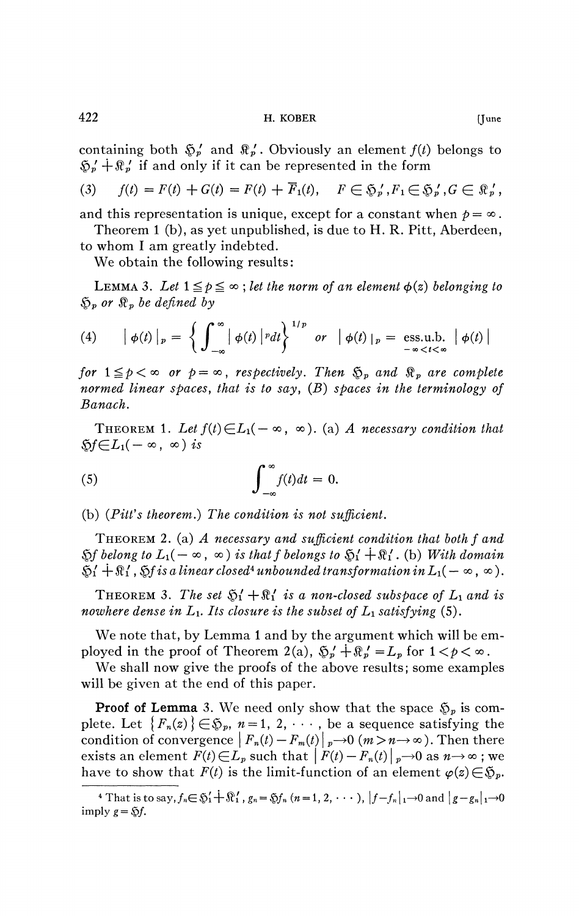containing both $\mathfrak{H}_p'$ and $\mathfrak{K}_p'$. Obviously an element $f(t)$ belongs to $\mathfrak{H}_p' \dot{+} \mathfrak{K}_p'$ if and only if it can be represented in the form

$$(3) \qquad f(t) = F(t) + G(t) = F(t) + \overline{F}_1(t), \quad F \in \mathfrak{H}_p', F_1 \in \mathfrak{H}_p', G \in \mathfrak{K}_p',$$

and this representation is unique, except for a constant when $p = \infty$.

Theorem 1 (b), as yet unpublished, is due to H. R. Pitt, Aberdeen, to whom I am greatly indebted.

We obtain the following results:

LEMMA 3. *Let $1 \leqq p \leqq \infty$; let the norm of an element $\phi(z)$ belonging to $\mathfrak{H}_p$ or $\mathfrak{K}_p$ be defined by*

$$(4) \qquad |\phi(t)|_p = \left\{ \int_{-\infty}^{\infty} |\phi(t)|^p dt \right\}^{1/p} \quad \text{or} \quad |\phi(t)|_p = \operatorname*{ess.u.b.}_{-\infty < t < \infty} |\phi(t)|$$

*for $1 \leqq p < \infty$ or $p = \infty$, respectively. Then $\mathfrak{H}_p$ and $\mathfrak{K}_p$ are complete normed linear spaces, that is to say, (B) spaces in the terminology of Banach.*

THEOREM 1. *Let $f(t) \in L_1(-\infty, \infty)$. (a) A necessary condition that $\mathfrak{H}f \in L_1(-\infty, \infty)$ is*

$$(5) \qquad \int_{-\infty}^{\infty} f(t) dt = 0.$$

*(b) (Pitt's theorem.) The condition is not sufficient.*

THEOREM 2. *(a) A necessary and sufficient condition that both $f$ and $\mathfrak{H}f$ belong to $L_1(-\infty, \infty)$ is that $f$ belongs to $\mathfrak{H}_1' \dot{+} \mathfrak{K}_1'$. (b) With domain $\mathfrak{H}_1' \dot{+} \mathfrak{K}_1'$, $\mathfrak{H}f$ is a linear closed[4] unbounded transformation in $L_1(-\infty, \infty)$.*

THEOREM 3. *The set $\mathfrak{H}_1' \dot{+} \mathfrak{K}_1'$ is a non-closed subspace of $L_1$ and is nowhere dense in $L_1$. Its closure is the subset of $L_1$ satisfying (5).*

We note that, by Lemma 1 and by the argument which will be employed in the proof of Theorem 2(a), $\mathfrak{H}_p' \dot{+} \mathfrak{K}_p' = L_p$ for $1 < p < \infty$.

We shall now give the proofs of the above results; some examples will be given at the end of this paper.

**Proof of Lemma 3.** We need only show that the space $\mathfrak{H}_p$ is complete. Let $\{F_n(z)\} \in \mathfrak{H}_p$, $n = 1, 2, \cdots$, be a sequence satisfying the condition of convergence $|F_n(t) - F_m(t)|_p \to 0$ $(m > n \to \infty)$. Then there exists an element $F(t) \in L_p$ such that $|F(t) - F_n(t)|_p \to 0$ as $n \to \infty$; we have to show that $F(t)$ is the limit-function of an element $\varphi(z) \in \mathfrak{H}_p$.

[4] That is to say, $f_n \in \mathfrak{H}_1' \dot{+} \mathfrak{K}_1'$, $g_n = \mathfrak{H}f_n$ $(n = 1, 2, \cdots)$, $|f - f_n|_1 \to 0$ and $|g - g_n|_1 \to 0$ imply $g = \mathfrak{H}f$.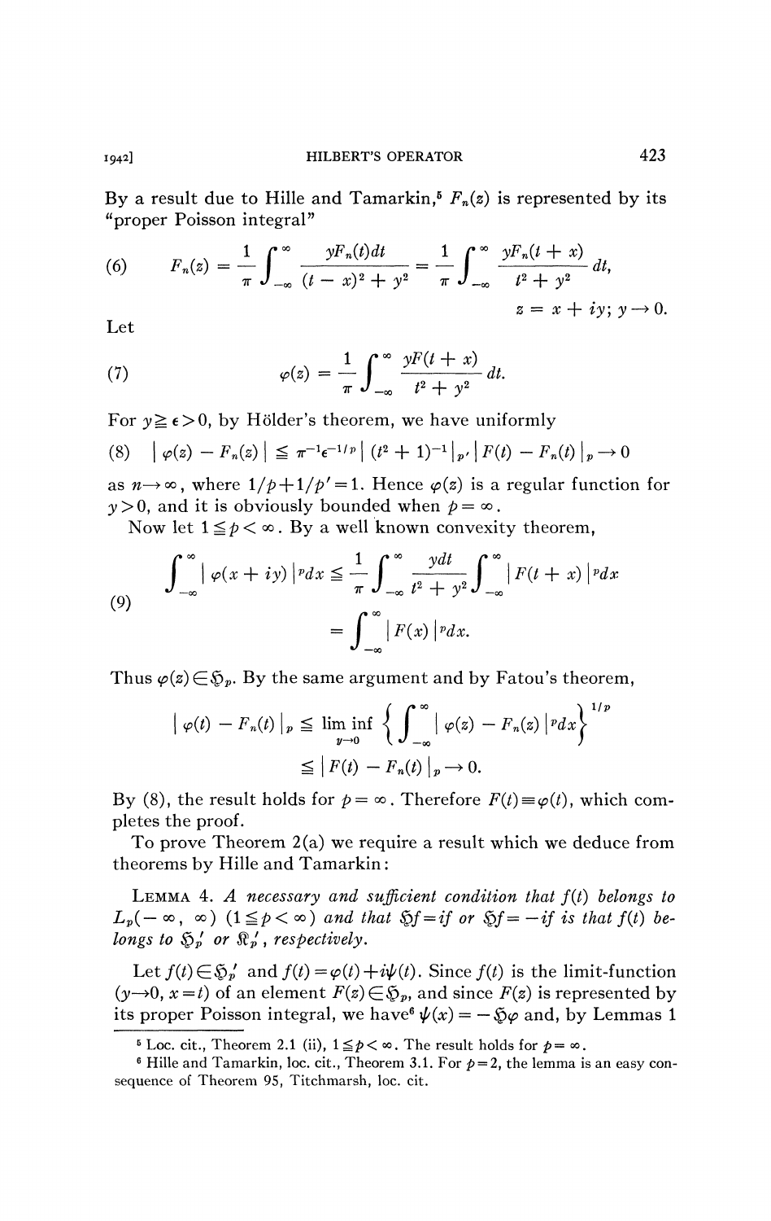By a result due to Hille and Tamarkin,[5] $F_n(z)$ is represented by its "proper Poisson integral"

$$(6) \qquad F_n(z) = \frac{1}{\pi}\int_{-\infty}^{\infty} \frac{yF_n(t)dt}{(t-x)^2+y^2} = \frac{1}{\pi}\int_{-\infty}^{\infty} \frac{yF_n(t+x)}{t^2+y^2}dt,$$

$$z = x + iy;\ y \to 0.$$

Let

$$(7) \qquad \varphi(z) = \frac{1}{\pi}\int_{-\infty}^{\infty} \frac{yF(t+x)}{t^2+y^2}dt.$$

For $y \geqq \epsilon > 0$, by Hölder's theorem, we have uniformly

$$(8) \qquad |\varphi(z) - F_n(z)| \leqq \pi^{-1}\epsilon^{-1/p}|(t^2+1)^{-1}|_{p'}|F(t) - F_n(t)|_p \to 0$$

as $n \to \infty$, where $1/p + 1/p' = 1$. Hence $\varphi(z)$ is a regular function for $y > 0$, and it is obviously bounded when $p = \infty$.

Now let $1 \leqq p < \infty$. By a well known convexity theorem,

$$(9) \qquad \begin{aligned} \int_{-\infty}^{\infty} |\varphi(x+iy)|^p dx &\leqq \frac{1}{\pi}\int_{-\infty}^{\infty} \frac{ydt}{t^2+y^2}\int_{-\infty}^{\infty} |F(t+x)|^p dx \\ &= \int_{-\infty}^{\infty} |F(x)|^p dx. \end{aligned}$$

Thus $\varphi(z) \in \mathfrak{H}_p$. By the same argument and by Fatou's theorem,

$$\begin{aligned} |\varphi(t) - F_n(t)|_p &\leqq \liminf_{y \to 0} \left\{ \int_{-\infty}^{\infty} |\varphi(z) - F_n(z)|^p dx \right\}^{1/p} \\ &\leqq |F(t) - F_n(t)|_p \to 0. \end{aligned}$$

By (8), the result holds for $p = \infty$. Therefore $F(t) \equiv \varphi(t)$, which completes the proof.

To prove Theorem 2(a) we require a result which we deduce from theorems by Hille and Tamarkin:

Lemma 4. *A necessary and sufficient condition that $f(t)$ belongs to $L_p(-\infty, \infty)$ $(1 \leqq p < \infty)$ and that $\mathfrak{H}f = if$ or $\mathfrak{H}f = -if$ is that $f(t)$ belongs to $\mathfrak{H}_p'$ or $\mathfrak{R}_p'$, respectively.*

Let $f(t) \in \mathfrak{H}_p'$ and $f(t) = \varphi(t) + i\psi(t)$. Since $f(t)$ is the limit-function $(y \to 0, x = t)$ of an element $F(z) \in \mathfrak{H}_p$, and since $F(z)$ is represented by its proper Poisson integral, we have[6] $\psi(x) = -\mathfrak{H}\varphi$ and, by Lemmas 1

[5] Loc. cit., Theorem 2.1 (ii), $1 \leqq p < \infty$. The result holds for $p = \infty$.

[6] Hille and Tamarkin, loc. cit., Theorem 3.1. For $p = 2$, the lemma is an easy consequence of Theorem 95, Titchmarsh, loc. cit.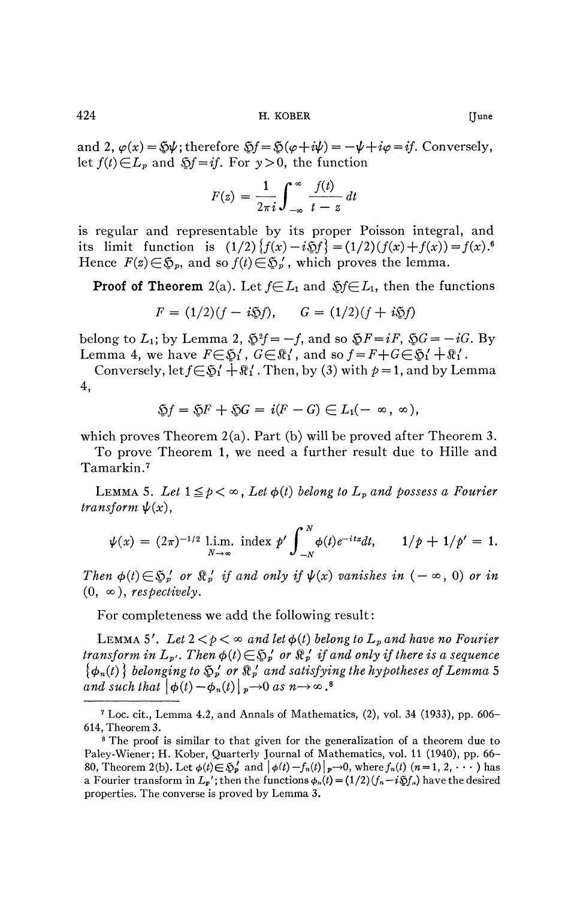and 2, $\varphi(x) = \mathfrak{H}\psi$; therefore $\mathfrak{H}f = \mathfrak{H}(\varphi + i\psi) = -\psi + i\varphi = if$. Conversely, let $f(t) \in L_p$ and $\mathfrak{H}f = if$. For $y > 0$, the function

$$F(z) = \frac{1}{2\pi i}\int_{-\infty}^{\infty} \frac{f(t)}{t - z}\, dt$$

is regular and representable by its proper Poisson integral, and its limit function is $(1/2)\{f(x) - i\mathfrak{H}f\} = (1/2)(f(x) + f(x)) = f(x)$.[6] Hence $F(z) \in \mathfrak{H}_p$, and so $f(t) \in \mathfrak{H}_p'$, which proves the lemma.

**Proof of Theorem** 2(a). Let $f \in L_1$ and $\mathfrak{H}f \in L_1$, then the functions

$$F = (1/2)(f - i\mathfrak{H}f), \qquad G = (1/2)(f + i\mathfrak{H}f)$$

belong to $L_1$; by Lemma 2, $\mathfrak{H}^2 f = -f$, and so $\mathfrak{H}F = iF$, $\mathfrak{H}G = -iG$. By Lemma 4, we have $F \in \mathfrak{H}_1'$, $G \in \mathfrak{K}_1'$, and so $f = F + G \in \mathfrak{H}_1' \dotplus \mathfrak{K}_1'$.

Conversely, let $f \in \mathfrak{H}_1' \dotplus \mathfrak{K}_1'$. Then, by (3) with $p = 1$, and by Lemma 4,

$$\mathfrak{H}f = \mathfrak{H}F + \mathfrak{H}G = i(F - G) \in L_1(-\infty, \infty),$$

which proves Theorem 2(a). Part (b) will be proved after Theorem 3.

To prove Theorem 1, we need a further result due to Hille and Tamarkin.[7]

LEMMA 5. *Let $1 \leq p < \infty$, Let $\phi(t)$ belong to $L_p$ and possess a Fourier transform $\psi(x)$,*

$$\psi(x) = (2\pi)^{-1/2} \underset{N \to \infty}{\text{l.i.m. index } p'} \int_{-N}^{N} \phi(t) e^{-itx} dt, \qquad 1/p + 1/p' = 1.$$

*Then $\phi(t) \in \mathfrak{H}_p'$ or $\mathfrak{K}_p'$ if and only if $\psi(x)$ vanishes in $(-\infty, 0)$ or in $(0, \infty)$, respectively.*

For completeness we add the following result:

LEMMA 5'. *Let $2 < p < \infty$ and let $\phi(t)$ belong to $L_p$ and have no Fourier transform in $L_{p'}$. Then $\phi(t) \in \mathfrak{H}_p'$ or $\mathfrak{K}_p'$ if and only if there is a sequence $\{\phi_n(t)\}$ belonging to $\mathfrak{H}_p'$ or $\mathfrak{K}_p'$ and satisfying the hypotheses of Lemma* 5 *and such that $|\phi(t) - \phi_n(t)|_p \to 0$ as $n \to \infty$.*[8]

---

[7] Loc. cit., Lemma 4.2, and Annals of Mathematics, (2), vol. 34 (1933), pp. 606–614, Theorem 3.

[8] The proof is similar to that given for the generalization of a theorem due to Paley-Wiener; H. Kober, Quarterly Journal of Mathematics, vol. 11 (1940), pp. 66–80, Theorem 2(b). Let $\phi(t) \in \mathfrak{H}_p'$ and $|\phi(t) - f_n(t)|_p \to 0$, where $f_n(t)$ $(n = 1, 2, \cdots)$ has a Fourier transform in $L_p'$; then the functions $\phi_n(t) = (1/2)(f_n - i\mathfrak{H}f_n)$ have the desired properties. The converse is proved by Lemma 3.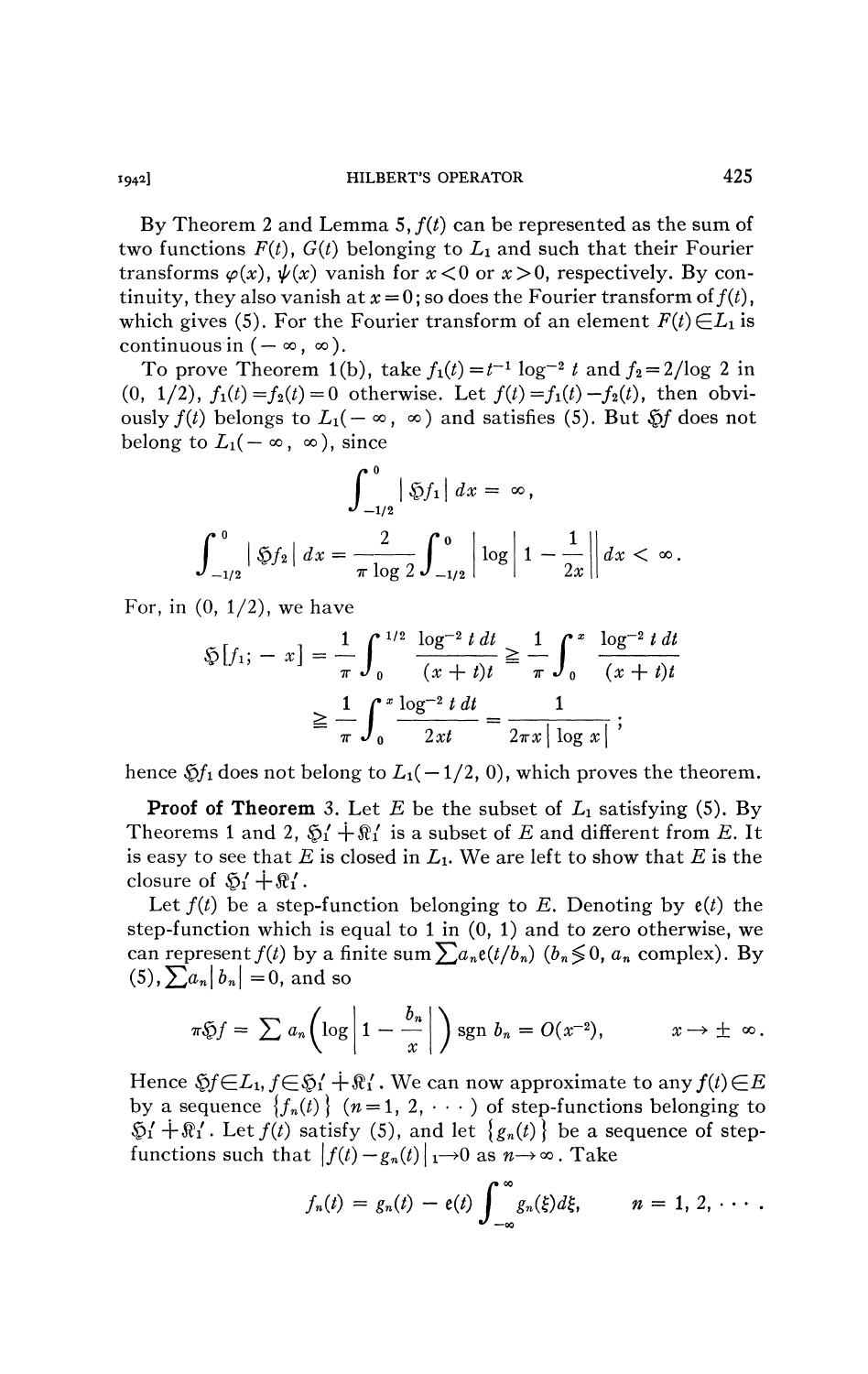By Theorem 2 and Lemma 5, $f(t)$ can be represented as the sum of two functions $F(t)$, $G(t)$ belonging to $L_1$ and such that their Fourier transforms $\varphi(x)$, $\psi(x)$ vanish for $x<0$ or $x>0$, respectively. By continuity, they also vanish at $x=0$; so does the Fourier transform of $f(t)$, which gives (5). For the Fourier transform of an element $F(t) \in L_1$ is continuous in $(-\infty, \infty)$.

To prove Theorem 1(b), take $f_1(t) = t^{-1}\log^{-2} t$ and $f_2 = 2/\log 2$ in $(0, 1/2)$, $f_1(t) = f_2(t) = 0$ otherwise. Let $f(t) = f_1(t) - f_2(t)$, then obviously $f(t)$ belongs to $L_1(-\infty, \infty)$ and satisfies (5). But $\mathfrak{H}f$ does not belong to $L_1(-\infty, \infty)$, since

$$\int_{-1/2}^{0} |\mathfrak{H}f_1|\, dx = \infty,$$

$$\int_{-1/2}^{0} |\mathfrak{H}f_2|\, dx = \frac{2}{\pi \log 2}\int_{-1/2}^{0} \left|\log\left|1 - \frac{1}{2x}\right|\right| dx < \infty.$$

For, in $(0, 1/2)$, we have

$$\mathfrak{H}[f_1; -x] = \frac{1}{\pi}\int_0^{1/2} \frac{\log^{-2} t\, dt}{(x+t)t} \geqq \frac{1}{\pi}\int_0^{x} \frac{\log^{-2} t\, dt}{(x+t)t}$$
$$\geqq \frac{1}{\pi}\int_0^{x} \frac{\log^{-2} t\, dt}{2xt} = \frac{1}{2\pi x |\log x|};$$

hence $\mathfrak{H}f_1$ does not belong to $L_1(-1/2, 0)$, which proves the theorem.

**Proof of Theorem** 3. Let $E$ be the subset of $L_1$ satisfying (5). By Theorems 1 and 2, $\mathfrak{H}_1' \dotplus \mathfrak{K}_1'$ is a subset of $E$ and different from $E$. It is easy to see that $E$ is closed in $L_1$. We are left to show that $E$ is the closure of $\mathfrak{H}_1' \dotplus \mathfrak{K}_1'$.

Let $f(t)$ be a step-function belonging to $E$. Denoting by $\mathfrak{e}(t)$ the step-function which is equal to 1 in $(0, 1)$ and to zero otherwise, we can represent $f(t)$ by a finite sum $\sum a_n \mathfrak{e}(t/b_n)$ ($b_n \lessgtr 0$, $a_n$ complex). By (5), $\sum a_n |b_n| = 0$, and so

$$\pi \mathfrak{H}f = \sum a_n \left(\log\left|1 - \frac{b_n}{x}\right|\right) \operatorname{sgn} b_n = O(x^{-2}), \qquad x \to \pm\infty.$$

Hence $\mathfrak{H}f \in L_1$, $f \in \mathfrak{H}_1' \dotplus \mathfrak{K}_1'$. We can now approximate to any $f(t) \in E$ by a sequence $\{f_n(t)\}$ ($n = 1, 2, \cdots$) of step-functions belonging to $\mathfrak{H}_1' \dotplus \mathfrak{K}_1'$. Let $f(t)$ satisfy (5), and let $\{g_n(t)\}$ be a sequence of step-functions such that $|f(t) - g_n(t)|_1 \to 0$ as $n \to \infty$. Take

$$f_n(t) = g_n(t) - \mathfrak{e}(t)\int_{-\infty}^{\infty} g_n(\xi)\, d\xi, \qquad n = 1, 2, \cdots.$$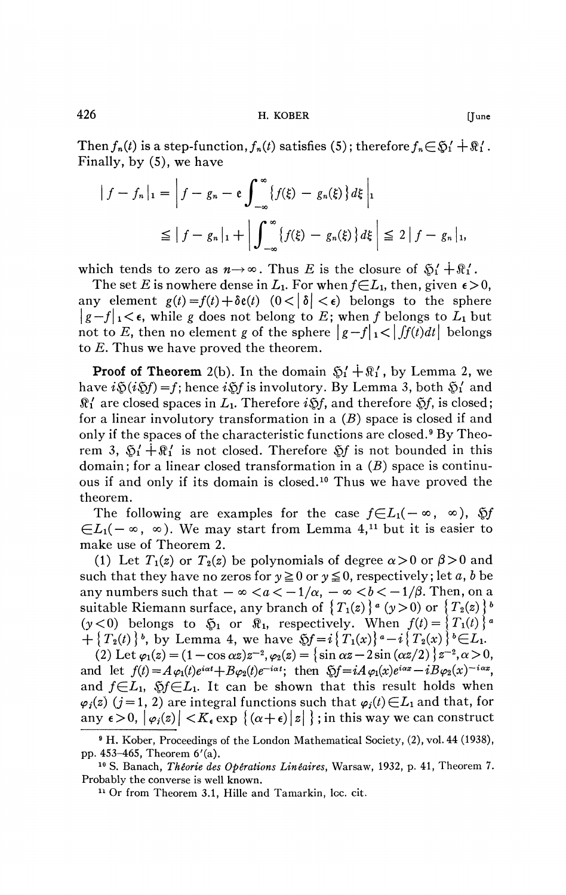Then $f_n(t)$ is a step-function, $f_n(t)$ satisfies (5); therefore $f_n \in \mathfrak{H}_1' \dot{+} \mathfrak{K}_1'$. Finally, by (5), we have

$$|f - f_n|_1 = \left| f - g_n - \mathfrak{e} \int_{-\infty}^{\infty} \{f(\xi) - g_n(\xi)\} d\xi \right|_1$$

$$\leqq |f - g_n|_1 + \left| \int_{-\infty}^{\infty} \{f(\xi) - g_n(\xi)\} d\xi \right| \leqq 2 |f - g_n|_1,$$

which tends to zero as $n \to \infty$. Thus $E$ is the closure of $\mathfrak{H}_1' \dot{+} \mathfrak{K}_1'$.

The set $E$ is nowhere dense in $L_1$. For when $f \in L_1$, then, given $\epsilon > 0$, any element $g(t) = f(t) + \delta \mathfrak{e}(t)$ $(0 < |\delta| < \epsilon)$ belongs to the sphere $|g - f|_1 < \epsilon$, while $g$ does not belong to $E$; when $f$ belongs to $L_1$ but not to $E$, then no element $g$ of the sphere $|g - f|_1 < |\int f(t) dt|$ belongs to $E$. Thus we have proved the theorem.

**Proof of Theorem** 2(b). In the domain $\mathfrak{H}_1' \dot{+} \mathfrak{K}_1'$, by Lemma 2, we have $i\mathfrak{H}(i\mathfrak{H}f) = f$; hence $i\mathfrak{H}f$ is involutory. By Lemma 3, both $\mathfrak{H}_1'$ and $\mathfrak{K}_1'$ are closed spaces in $L_1$. Therefore $i\mathfrak{H}f$, and therefore $\mathfrak{H}f$, is closed; for a linear involutory transformation in a $(B)$ space is closed if and only if the spaces of the characteristic functions are closed.[9] By Theorem 3, $\mathfrak{H}_1' \dot{+} \mathfrak{K}_1'$ is not closed. Therefore $\mathfrak{H}f$ is not bounded in this domain; for a linear closed transformation in a $(B)$ space is continuous if and only if its domain is closed.[10] Thus we have proved the theorem.

The following are examples for the case $f \in L_1(-\infty, \infty)$, $\mathfrak{H}f \in L_1(-\infty, \infty)$. We may start from Lemma 4,[11] but it is easier to make use of Theorem 2.

(1) Let $T_1(z)$ or $T_2(z)$ be polynomials of degree $\alpha > 0$ or $\beta > 0$ and such that they have no zeros for $y \geqq 0$ or $y \leqq 0$, respectively; let $a$, $b$ be any numbers such that $-\infty < a < -1/\alpha$, $-\infty < b < -1/\beta$. Then, on a suitable Riemann surface, any branch of $\{T_1(z)\}^a$ $(y > 0)$ or $\{T_2(z)\}^b$ $(y < 0)$ belongs to $\mathfrak{H}_1$ or $\mathfrak{K}_1$, respectively. When $f(t) = \{T_1(t)\}^a + \{T_2(t)\}^b$, by Lemma 4, we have $\mathfrak{H}f = i\{T_1(x)\}^a - i\{T_2(x)\}^b \in L_1$.

(2) Let $\varphi_1(z) = (1 - \cos \alpha z) z^{-2}$, $\varphi_2(z) = \{\sin \alpha z - 2 \sin (\alpha z/2)\} z^{-2}$, $\alpha > 0$, and let $f(t) = A\varphi_1(t)e^{i\alpha t} + B\varphi_2(t)e^{-i\alpha t}$; then $\mathfrak{H}f = iA\varphi_1(x)e^{i\alpha x} - iB\varphi_2(x)^{-i\alpha x}$, and $f \in L_1$, $\mathfrak{H}f \in L_1$. It can be shown that this result holds when $\varphi_j(z)$ $(j = 1, 2)$ are integral functions such that $\varphi_j(t) \in L_1$ and that, for any $\epsilon > 0$, $|\varphi_j(z)| < K_\epsilon \exp\{(\alpha + \epsilon)|z|\}$; in this way we can construct

---

[9] H. Kober, Proceedings of the London Mathematical Society, (2), vol. 44 (1938), pp. 453–465, Theorem 6'(a).

[10] S. Banach, *Théorie des Opérations Linéaires*, Warsaw, 1932, p. 41, Theorem 7. Probably the converse is well known.

[11] Or from Theorem 3.1, Hille and Tamarkin, loc. cit.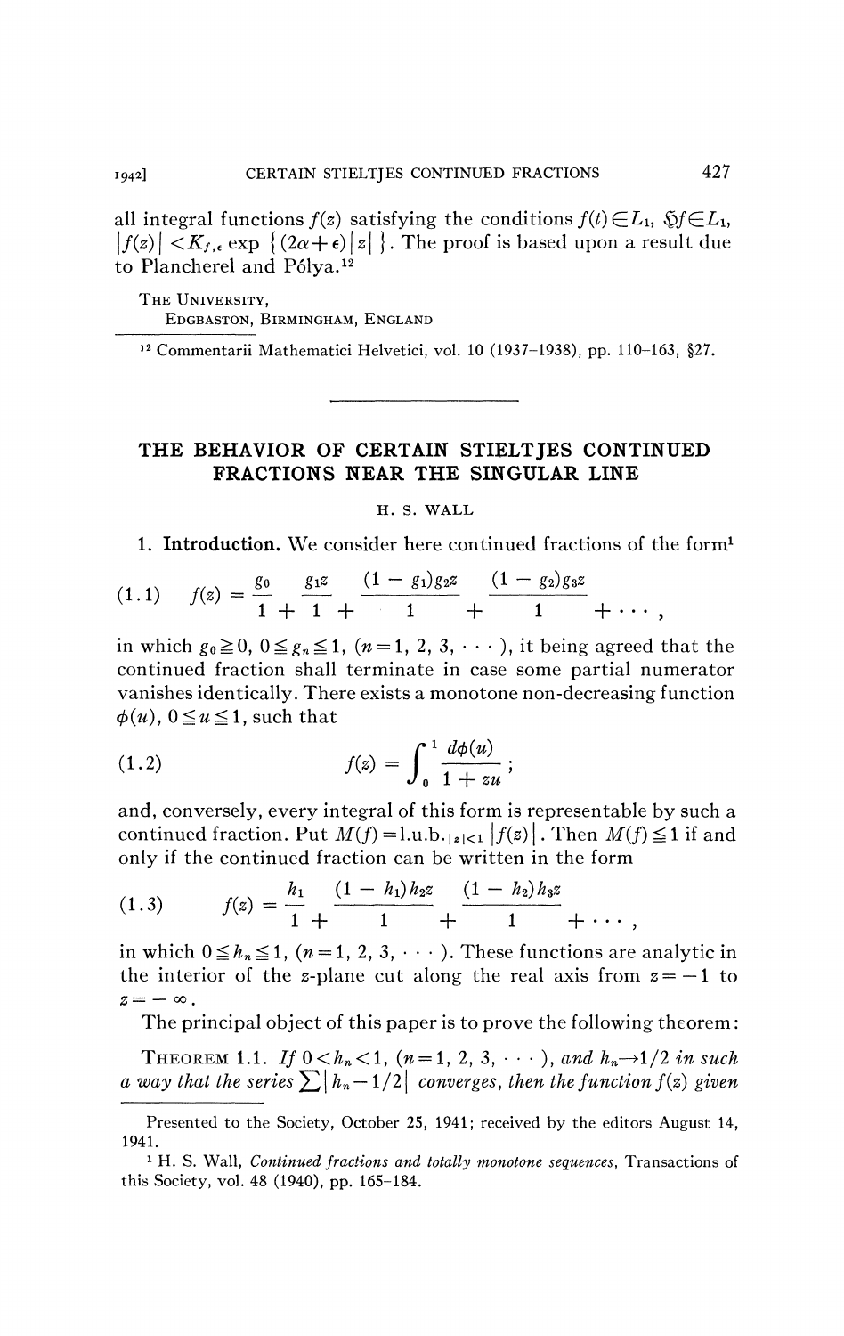all integral functions $f(z)$ satisfying the conditions $f(t) \in L_1$, $\mathfrak{H}f \in L_1$, $|f(z)| < K_{f,\epsilon} \exp \{(2\alpha + \epsilon)|z|\}$. The proof is based upon a result due to Plancherel and Pólya.[12]

THE UNIVERSITY,
EDGBASTON, BIRMINGHAM, ENGLAND

[12] Commentarii Mathematici Helvetici, vol. 10 (1937–1938), pp. 110–163, §27.

---

# THE BEHAVIOR OF CERTAIN STIELTJES CONTINUED FRACTIONS NEAR THE SINGULAR LINE

H. S. WALL

## 1. Introduction.

We consider here continued fractions of the form[1]

$$f(z) = \frac{g_0}{1} + \frac{g_1 z}{1} + \frac{(1-g_1)g_2 z}{1} + \frac{(1-g_2)g_3 z}{1} + \cdots, \tag{1.1}$$

in which $g_0 \geqq 0$, $0 \leqq g_n \leqq 1$, $(n = 1, 2, 3, \cdots)$, it being agreed that the continued fraction shall terminate in case some partial numerator vanishes identically. There exists a monotone non-decreasing function $\phi(u)$, $0 \leqq u \leqq 1$, such that

$$f(z) = \int_0^1 \frac{d\phi(u)}{1 + zu}; \tag{1.2}$$

and, conversely, every integral of this form is representable by such a continued fraction. Put $M(f) = \text{l.u.b.}_{|z|<1} |f(z)|$. Then $M(f) \leqq 1$ if and only if the continued fraction can be written in the form

$$f(z) = \frac{h_1}{1} + \frac{(1-h_1)h_2 z}{1} + \frac{(1-h_2)h_3 z}{1} + \cdots, \tag{1.3}$$

in which $0 \leqq h_n \leqq 1$, $(n = 1, 2, 3, \cdots)$. These functions are analytic in the interior of the $z$-plane cut along the real axis from $z = -1$ to $z = -\infty$.

The principal object of this paper is to prove the following theorem:

THEOREM 1.1. *If $0 < h_n < 1$, $(n = 1, 2, 3, \cdots)$, and $h_n \to 1/2$ in such a way that the series $\sum |h_n - 1/2|$ converges, then the function $f(z)$ given*

Presented to the Society, October 25, 1941; received by the editors August 14, 1941.

[1] H. S. Wall, *Continued fractions and totally monotone sequences*, Transactions of this Society, vol. 48 (1940), pp. 165–184.